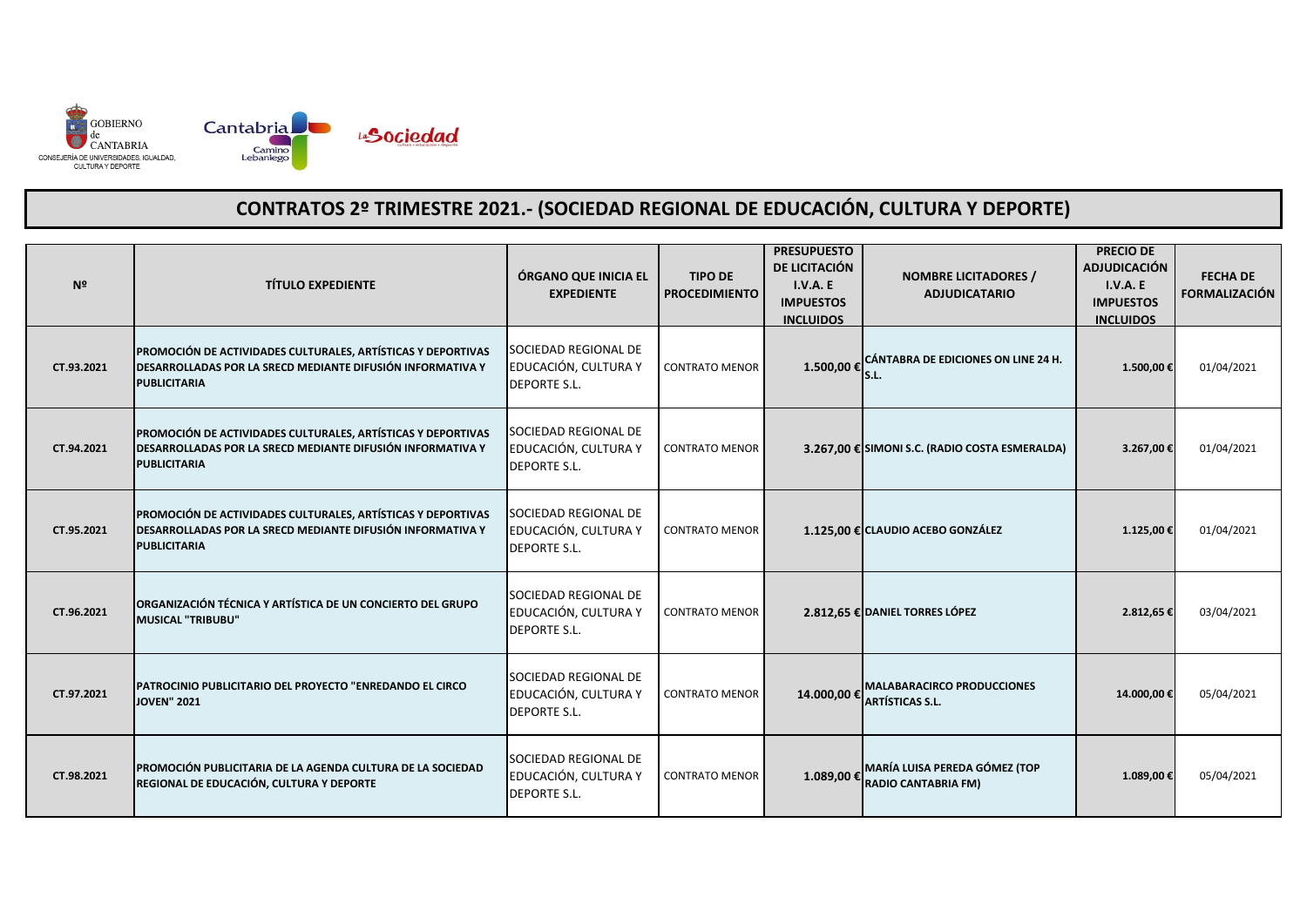GOBIERNO de CANTABRIA
CONSEJERÍA DE UNIVERSIDADES, IGUALDAD, CULTURA Y DEPORTE

# CONTRATOS 2º TRIMESTRE 2021.- (SOCIEDAD REGIONAL DE EDUCACIÓN, CULTURA Y DEPORTE)

| Nº | TÍTULO EXPEDIENTE | ÓRGANO QUE INICIA EL EXPEDIENTE | TIPO DE PROCEDIMIENTO | PRESUPUESTO DE LICITACIÓN I.V.A. E IMPUESTOS INCLUIDOS | NOMBRE LICITADORES / ADJUDICATARIO | PRECIO DE ADJUDICACIÓN I.V.A. E IMPUESTOS INCLUIDOS | FECHA DE FORMALIZACIÓN |
|---|---|---|---|---|---|---|---|
| CT.93.2021 | PROMOCIÓN DE ACTIVIDADES CULTURALES, ARTÍSTICAS Y DEPORTIVAS DESARROLLADAS POR LA SRECD MEDIANTE DIFUSIÓN INFORMATIVA Y PUBLICITARIA | SOCIEDAD REGIONAL DE EDUCACIÓN, CULTURA Y DEPORTE S.L. | CONTRATO MENOR | 1.500,00 € | CÁNTABRA DE EDICIONES ON LINE 24 H. S.L. | 1.500,00 € | 01/04/2021 |
| CT.94.2021 | PROMOCIÓN DE ACTIVIDADES CULTURALES, ARTÍSTICAS Y DEPORTIVAS DESARROLLADAS POR LA SRECD MEDIANTE DIFUSIÓN INFORMATIVA Y PUBLICITARIA | SOCIEDAD REGIONAL DE EDUCACIÓN, CULTURA Y DEPORTE S.L. | CONTRATO MENOR | 3.267,00 € | SIMONI S.C. (RADIO COSTA ESMERALDA) | 3.267,00 € | 01/04/2021 |
| CT.95.2021 | PROMOCIÓN DE ACTIVIDADES CULTURALES, ARTÍSTICAS Y DEPORTIVAS DESARROLLADAS POR LA SRECD MEDIANTE DIFUSIÓN INFORMATIVA Y PUBLICITARIA | SOCIEDAD REGIONAL DE EDUCACIÓN, CULTURA Y DEPORTE S.L. | CONTRATO MENOR | 1.125,00 € | CLAUDIO ACEBO GONZÁLEZ | 1.125,00 € | 01/04/2021 |
| CT.96.2021 | ORGANIZACIÓN TÉCNICA Y ARTÍSTICA DE UN CONCIERTO DEL GRUPO MUSICAL "TRIBUBU" | SOCIEDAD REGIONAL DE EDUCACIÓN, CULTURA Y DEPORTE S.L. | CONTRATO MENOR | 2.812,65 € | DANIEL TORRES LÓPEZ | 2.812,65 € | 03/04/2021 |
| CT.97.2021 | PATROCINIO PUBLICITARIO DEL PROYECTO "ENREDANDO EL CIRCO JOVEN" 2021 | SOCIEDAD REGIONAL DE EDUCACIÓN, CULTURA Y DEPORTE S.L. | CONTRATO MENOR | 14.000,00 € | MALABARACIRCO PRODUCCIONES ARTÍSTICAS S.L. | 14.000,00 € | 05/04/2021 |
| CT.98.2021 | PROMOCIÓN PUBLICITARIA DE LA AGENDA CULTURA DE LA SOCIEDAD REGIONAL DE EDUCACIÓN, CULTURA Y DEPORTE | SOCIEDAD REGIONAL DE EDUCACIÓN, CULTURA Y DEPORTE S.L. | CONTRATO MENOR | 1.089,00 € | MARÍA LUISA PEREDA GÓMEZ (TOP RADIO CANTABRIA FM) | 1.089,00 € | 05/04/2021 |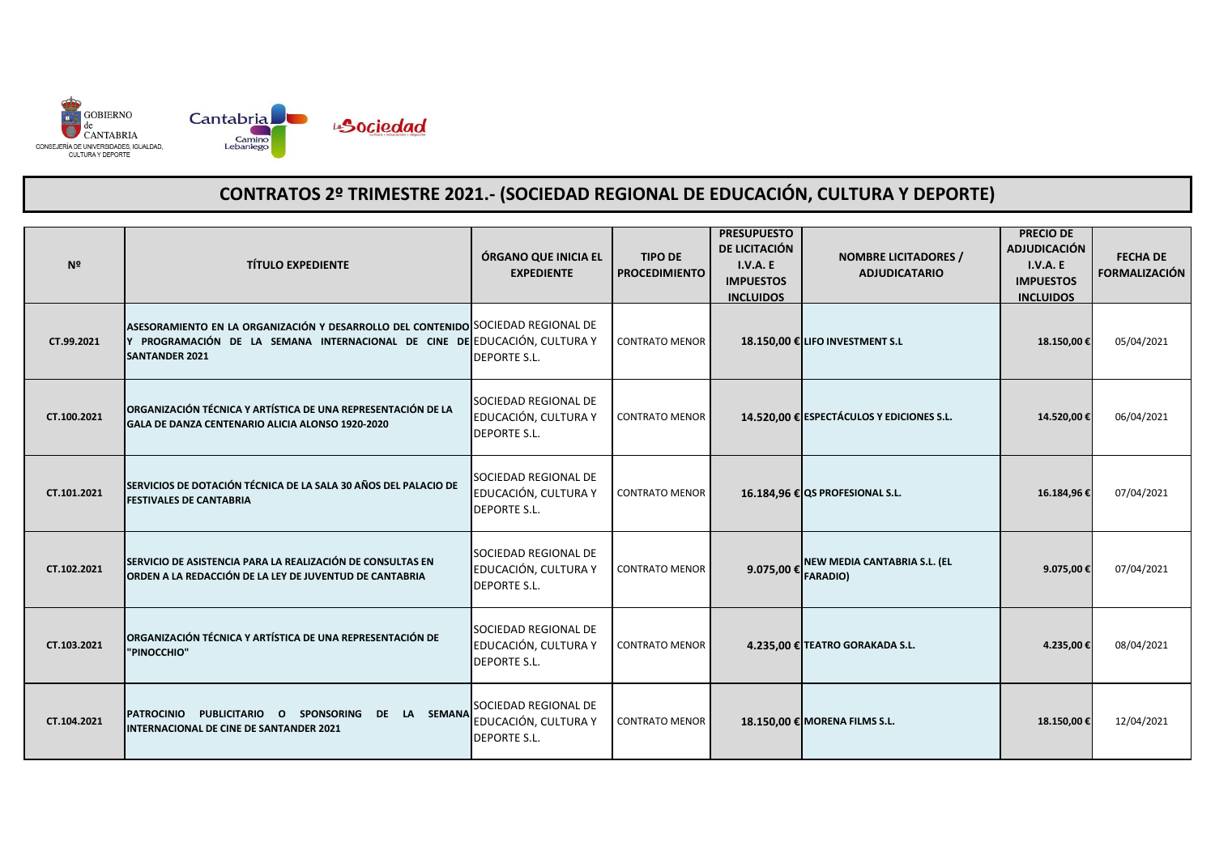GOBIERNO de CANTABRIA
CONSEJERÍA DE UNIVERSIDADES, IGUALDAD, CULTURA Y DEPORTE

# CONTRATOS 2º TRIMESTRE 2021.- (SOCIEDAD REGIONAL DE EDUCACIÓN, CULTURA Y DEPORTE)

| Nº | TÍTULO EXPEDIENTE | ÓRGANO QUE INICIA EL EXPEDIENTE | TIPO DE PROCEDIMIENTO | PRESUPUESTO DE LICITACIÓN I.V.A. E IMPUESTOS INCLUIDOS | NOMBRE LICITADORES / ADJUDICATARIO | PRECIO DE ADJUDICACIÓN I.V.A. E IMPUESTOS INCLUIDOS | FECHA DE FORMALIZACIÓN |
|---|---|---|---|---|---|---|---|
| CT.99.2021 | **ASESORAMIENTO EN LA ORGANIZACIÓN Y DESARROLLO DEL CONTENIDO Y PROGRAMACIÓN DE LA SEMANA INTERNACIONAL DE CINE DE SANTANDER 2021** | SOCIEDAD REGIONAL DE EDUCACIÓN, CULTURA Y DEPORTE S.L. | CONTRATO MENOR | **18.150,00 €** | **LIFO INVESTMENT S.L** | **18.150,00 €** | 05/04/2021 |
| CT.100.2021 | **ORGANIZACIÓN TÉCNICA Y ARTÍSTICA DE UNA REPRESENTACIÓN DE LA GALA DE DANZA CENTENARIO ALICIA ALONSO 1920-2020** | SOCIEDAD REGIONAL DE EDUCACIÓN, CULTURA Y DEPORTE S.L. | CONTRATO MENOR | **14.520,00 €** | **ESPECTÁCULOS Y EDICIONES S.L.** | **14.520,00 €** | 06/04/2021 |
| CT.101.2021 | **SERVICIOS DE DOTACIÓN TÉCNICA DE LA SALA 30 AÑOS DEL PALACIO DE FESTIVALES DE CANTABRIA** | SOCIEDAD REGIONAL DE EDUCACIÓN, CULTURA Y DEPORTE S.L. | CONTRATO MENOR | **16.184,96 €** | **QS PROFESIONAL S.L.** | **16.184,96 €** | 07/04/2021 |
| CT.102.2021 | **SERVICIO DE ASISTENCIA PARA LA REALIZACIÓN DE CONSULTAS EN ORDEN A LA REDACCIÓN DE LA LEY DE JUVENTUD DE CANTABRIA** | SOCIEDAD REGIONAL DE EDUCACIÓN, CULTURA Y DEPORTE S.L. | CONTRATO MENOR | **9.075,00 €** | **NEW MEDIA CANTABRIA S.L. (EL FARADIO)** | **9.075,00 €** | 07/04/2021 |
| CT.103.2021 | **ORGANIZACIÓN TÉCNICA Y ARTÍSTICA DE UNA REPRESENTACIÓN DE "PINOCCHIO"** | SOCIEDAD REGIONAL DE EDUCACIÓN, CULTURA Y DEPORTE S.L. | CONTRATO MENOR | **4.235,00 €** | **TEATRO GORAKADA S.L.** | **4.235,00 €** | 08/04/2021 |
| CT.104.2021 | **PATROCINIO PUBLICITARIO O SPONSORING DE LA SEMANA INTERNACIONAL DE CINE DE SANTANDER 2021** | SOCIEDAD REGIONAL DE EDUCACIÓN, CULTURA Y DEPORTE S.L. | CONTRATO MENOR | **18.150,00 €** | **MORENA FILMS S.L.** | **18.150,00 €** | 12/04/2021 |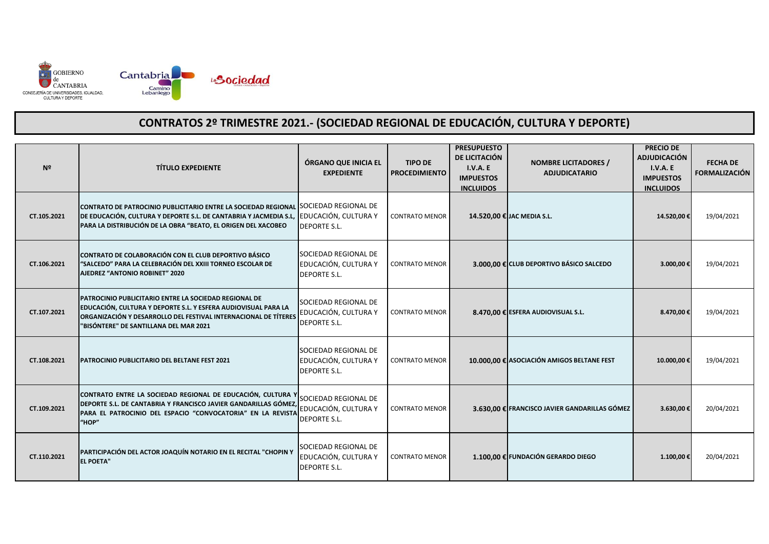GOBIERNO de CANTABRIA
CONSEJERÍA DE UNIVERSIDADES, IGUALDAD, CULTURA Y DEPORTE

# CONTRATOS 2º TRIMESTRE 2021.- (SOCIEDAD REGIONAL DE EDUCACIÓN, CULTURA Y DEPORTE)

| Nº | TÍTULO EXPEDIENTE | ÓRGANO QUE INICIA EL EXPEDIENTE | TIPO DE PROCEDIMIENTO | PRESUPUESTO DE LICITACIÓN I.V.A. E IMPUESTOS INCLUIDOS | NOMBRE LICITADORES / ADJUDICATARIO | PRECIO DE ADJUDICACIÓN I.V.A. E IMPUESTOS INCLUIDOS | FECHA DE FORMALIZACIÓN |
|---|---|---|---|---|---|---|---|
| CT.105.2021 | CONTRATO DE PATROCINIO PUBLICITARIO ENTRE LA SOCIEDAD REGIONAL DE EDUCACIÓN, CULTURA Y DEPORTE S.L. DE CANTABRIA Y JACMEDIA S.L, PARA LA DISTRIBUCIÓN DE LA OBRA "BEATO, EL ORIGEN DEL XACOBEO | SOCIEDAD REGIONAL DE EDUCACIÓN, CULTURA Y DEPORTE S.L. | CONTRATO MENOR | 14.520,00 € | JAC MEDIA S.L. | 14.520,00 € | 19/04/2021 |
| CT.106.2021 | CONTRATO DE COLABORACIÓN CON EL CLUB DEPORTIVO BÁSICO "SALCEDO" PARA LA CELEBRACIÓN DEL XXIII TORNEO ESCOLAR DE AJEDREZ "ANTONIO ROBINET" 2020 | SOCIEDAD REGIONAL DE EDUCACIÓN, CULTURA Y DEPORTE S.L. | CONTRATO MENOR | 3.000,00 € | CLUB DEPORTIVO BÁSICO SALCEDO | 3.000,00 € | 19/04/2021 |
| CT.107.2021 | PATROCINIO PUBLICITARIO ENTRE LA SOCIEDAD REGIONAL DE EDUCACIÓN, CULTURA Y DEPORTE S.L. Y ESFERA AUDIOVISUAL PARA LA ORGANIZACIÓN Y DESARROLLO DEL FESTIVAL INTERNACIONAL DE TÍTERES "BISÓNTERE" DE SANTILLANA DEL MAR 2021 | SOCIEDAD REGIONAL DE EDUCACIÓN, CULTURA Y DEPORTE S.L. | CONTRATO MENOR | 8.470,00 € | ESFERA AUDIOVISUAL S.L. | 8.470,00 € | 19/04/2021 |
| CT.108.2021 | PATROCINIO PUBLICITARIO DEL BELTANE FEST 2021 | SOCIEDAD REGIONAL DE EDUCACIÓN, CULTURA Y DEPORTE S.L. | CONTRATO MENOR | 10.000,00 € | ASOCIACIÓN AMIGOS BELTANE FEST | 10.000,00 € | 19/04/2021 |
| CT.109.2021 | CONTRATO ENTRE LA SOCIEDAD REGIONAL DE EDUCACIÓN, CULTURA Y DEPORTE S.L. DE CANTABRIA Y FRANCISCO JAVIER GANDARILLAS GÓMEZ, PARA EL PATROCINIO DEL ESPACIO "CONVOCATORIA" EN LA REVISTA "HOP" | SOCIEDAD REGIONAL DE EDUCACIÓN, CULTURA Y DEPORTE S.L. | CONTRATO MENOR | 3.630,00 € | FRANCISCO JAVIER GANDARILLAS GÓMEZ | 3.630,00 € | 20/04/2021 |
| CT.110.2021 | PARTICIPACIÓN DEL ACTOR JOAQUÍN NOTARIO EN EL RECITAL "CHOPIN Y EL POETA" | SOCIEDAD REGIONAL DE EDUCACIÓN, CULTURA Y DEPORTE S.L. | CONTRATO MENOR | 1.100,00 € | FUNDACIÓN GERARDO DIEGO | 1.100,00 € | 20/04/2021 |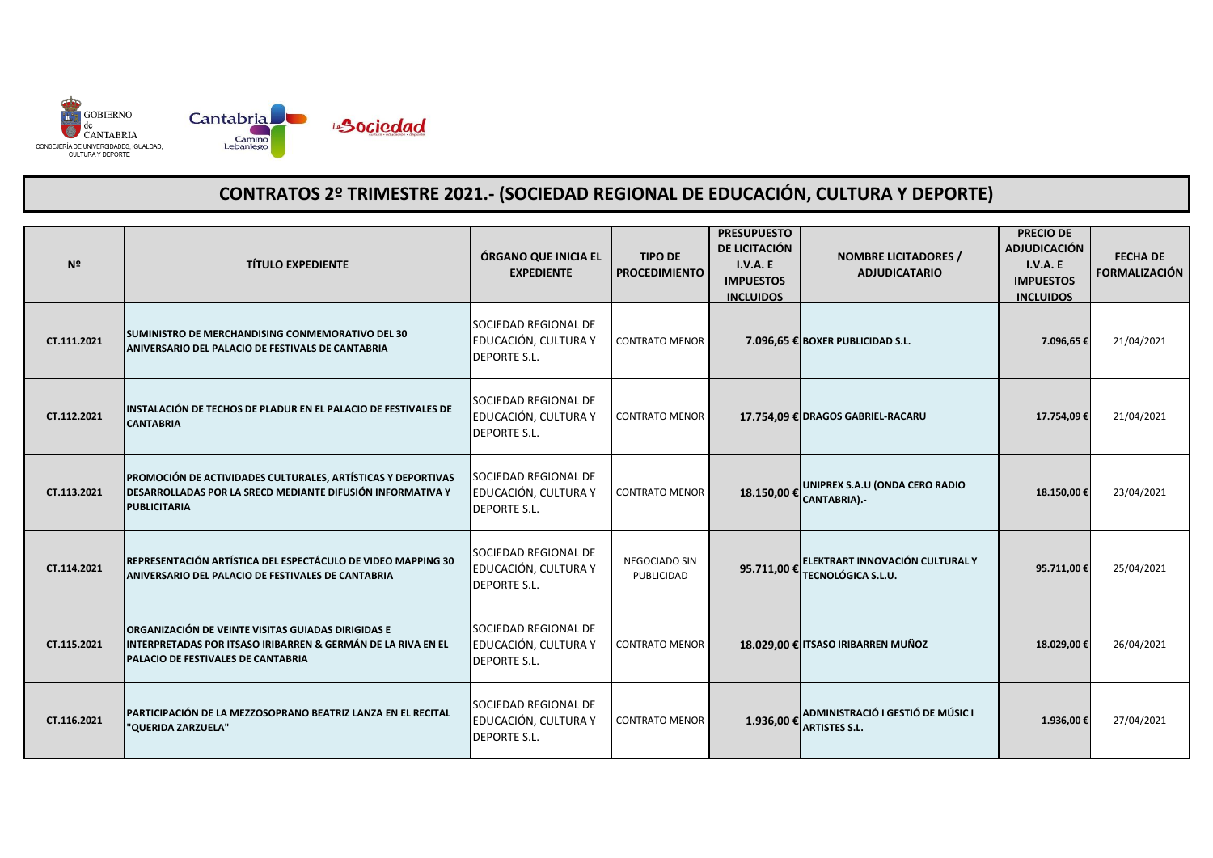GOBIERNO de CANTABRIA
CONSEJERÍA DE UNIVERSIDADES, IGUALDAD, CULTURA Y DEPORTE

# CONTRATOS 2º TRIMESTRE 2021.- (SOCIEDAD REGIONAL DE EDUCACIÓN, CULTURA Y DEPORTE)

| Nº | TÍTULO EXPEDIENTE | ÓRGANO QUE INICIA EL EXPEDIENTE | TIPO DE PROCEDIMIENTO | PRESUPUESTO DE LICITACIÓN I.V.A. E IMPUESTOS INCLUIDOS | NOMBRE LICITADORES / ADJUDICATARIO | PRECIO DE ADJUDICACIÓN I.V.A. E IMPUESTOS INCLUIDOS | FECHA DE FORMALIZACIÓN |
|---|---|---|---|---|---|---|---|
| CT.111.2021 | SUMINISTRO DE MERCHANDISING CONMEMORATIVO DEL 30 ANIVERSARIO DEL PALACIO DE FESTIVALS DE CANTABRIA | SOCIEDAD REGIONAL DE EDUCACIÓN, CULTURA Y DEPORTE S.L. | CONTRATO MENOR | 7.096,65 € | BOXER PUBLICIDAD S.L. | 7.096,65 € | 21/04/2021 |
| CT.112.2021 | INSTALACIÓN DE TECHOS DE PLADUR EN EL PALACIO DE FESTIVALES DE CANTABRIA | SOCIEDAD REGIONAL DE EDUCACIÓN, CULTURA Y DEPORTE S.L. | CONTRATO MENOR | 17.754,09 € | DRAGOS GABRIEL-RACARU | 17.754,09 € | 21/04/2021 |
| CT.113.2021 | PROMOCIÓN DE ACTIVIDADES CULTURALES, ARTÍSTICAS Y DEPORTIVAS DESARROLLADAS POR LA SRECD MEDIANTE DIFUSIÓN INFORMATIVA Y PUBLICITARIA | SOCIEDAD REGIONAL DE EDUCACIÓN, CULTURA Y DEPORTE S.L. | CONTRATO MENOR | 18.150,00 € | UNIPREX S.A.U (ONDA CERO RADIO CANTABRIA).- | 18.150,00 € | 23/04/2021 |
| CT.114.2021 | REPRESENTACIÓN ARTÍSTICA DEL ESPECTÁCULO DE VIDEO MAPPING 30 ANIVERSARIO DEL PALACIO DE FESTIVALES DE CANTABRIA | SOCIEDAD REGIONAL DE EDUCACIÓN, CULTURA Y DEPORTE S.L. | NEGOCIADO SIN PUBLICIDAD | 95.711,00 € | ELEKTRART INNOVACIÓN CULTURAL Y TECNOLÓGICA S.L.U. | 95.711,00 € | 25/04/2021 |
| CT.115.2021 | ORGANIZACIÓN DE VEINTE VISITAS GUIADAS DIRIGIDAS E INTERPRETADAS POR ITSASO IRIBARREN & GERMÁN DE LA RIVA EN EL PALACIO DE FESTIVALES DE CANTABRIA | SOCIEDAD REGIONAL DE EDUCACIÓN, CULTURA Y DEPORTE S.L. | CONTRATO MENOR | 18.029,00 € | ITSASO IRIBARREN MUÑOZ | 18.029,00 € | 26/04/2021 |
| CT.116.2021 | PARTICIPACIÓN DE LA MEZZOSOPRANO BEATRIZ LANZA EN EL RECITAL "QUERIDA ZARZUELA" | SOCIEDAD REGIONAL DE EDUCACIÓN, CULTURA Y DEPORTE S.L. | CONTRATO MENOR | 1.936,00 € | ADMINISTRACIÓ I GESTIÓ DE MÚSIC I ARTISTES S.L. | 1.936,00 € | 27/04/2021 |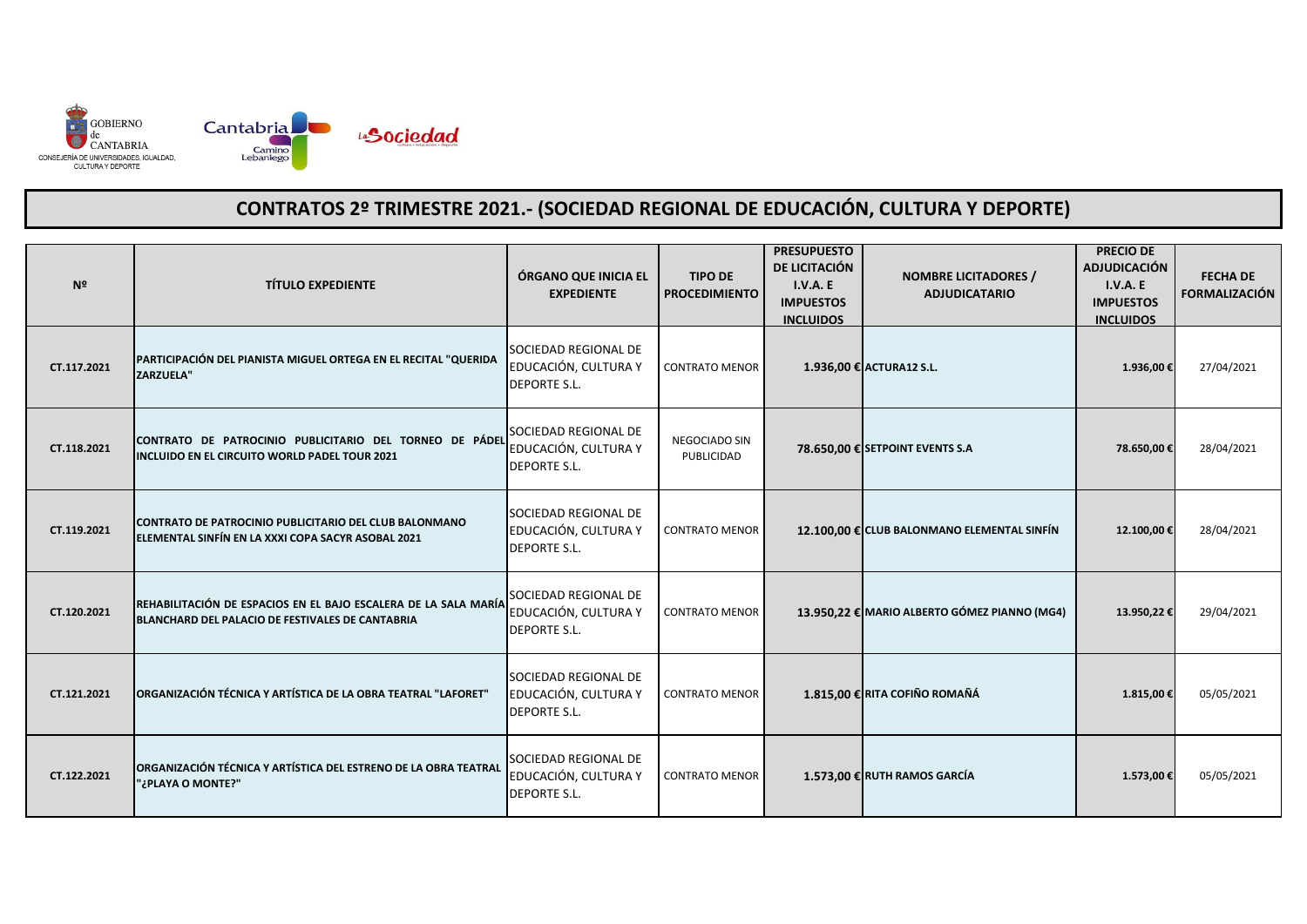GOBIERNO de CANTABRIA

CONSEJERÍA DE UNIVERSIDADES, IGUALDAD, CULTURA Y DEPORTE

# CONTRATOS 2º TRIMESTRE 2021.- (SOCIEDAD REGIONAL DE EDUCACIÓN, CULTURA Y DEPORTE)

| Nº | TÍTULO EXPEDIENTE | ÓRGANO QUE INICIA EL EXPEDIENTE | TIPO DE PROCEDIMIENTO | PRESUPUESTO DE LICITACIÓN I.V.A. E IMPUESTOS INCLUIDOS | NOMBRE LICITADORES / ADJUDICATARIO | PRECIO DE ADJUDICACIÓN I.V.A. E IMPUESTOS INCLUIDOS | FECHA DE FORMALIZACIÓN |
|---|---|---|---|---|---|---|---|
| CT.117.2021 | PARTICIPACIÓN DEL PIANISTA MIGUEL ORTEGA EN EL RECITAL "QUERIDA ZARZUELA" | SOCIEDAD REGIONAL DE EDUCACIÓN, CULTURA Y DEPORTE S.L. | CONTRATO MENOR | 1.936,00 € | ACTURA12 S.L. | 1.936,00 € | 27/04/2021 |
| CT.118.2021 | CONTRATO DE PATROCINIO PUBLICITARIO DEL TORNEO DE PÁDEL INCLUIDO EN EL CIRCUITO WORLD PADEL TOUR 2021 | SOCIEDAD REGIONAL DE EDUCACIÓN, CULTURA Y DEPORTE S.L. | NEGOCIADO SIN PUBLICIDAD | 78.650,00 € | SETPOINT EVENTS S.A | 78.650,00 € | 28/04/2021 |
| CT.119.2021 | CONTRATO DE PATROCINIO PUBLICITARIO DEL CLUB BALONMANO ELEMENTAL SINFÍN EN LA XXXI COPA SACYR ASOBAL 2021 | SOCIEDAD REGIONAL DE EDUCACIÓN, CULTURA Y DEPORTE S.L. | CONTRATO MENOR | 12.100,00 € | CLUB BALONMANO ELEMENTAL SINFÍN | 12.100,00 € | 28/04/2021 |
| CT.120.2021 | REHABILITACIÓN DE ESPACIOS EN EL BAJO ESCALERA DE LA SALA MARÍA BLANCHARD DEL PALACIO DE FESTIVALES DE CANTABRIA | SOCIEDAD REGIONAL DE EDUCACIÓN, CULTURA Y DEPORTE S.L. | CONTRATO MENOR | 13.950,22 € | MARIO ALBERTO GÓMEZ PIANNO (MG4) | 13.950,22 € | 29/04/2021 |
| CT.121.2021 | ORGANIZACIÓN TÉCNICA Y ARTÍSTICA DE LA OBRA TEATRAL "LAFORET" | SOCIEDAD REGIONAL DE EDUCACIÓN, CULTURA Y DEPORTE S.L. | CONTRATO MENOR | 1.815,00 € | RITA COFIÑO ROMAÑÁ | 1.815,00 € | 05/05/2021 |
| CT.122.2021 | ORGANIZACIÓN TÉCNICA Y ARTÍSTICA DEL ESTRENO DE LA OBRA TEATRAL "¿PLAYA O MONTE?" | SOCIEDAD REGIONAL DE EDUCACIÓN, CULTURA Y DEPORTE S.L. | CONTRATO MENOR | 1.573,00 € | RUTH RAMOS GARCÍA | 1.573,00 € | 05/05/2021 |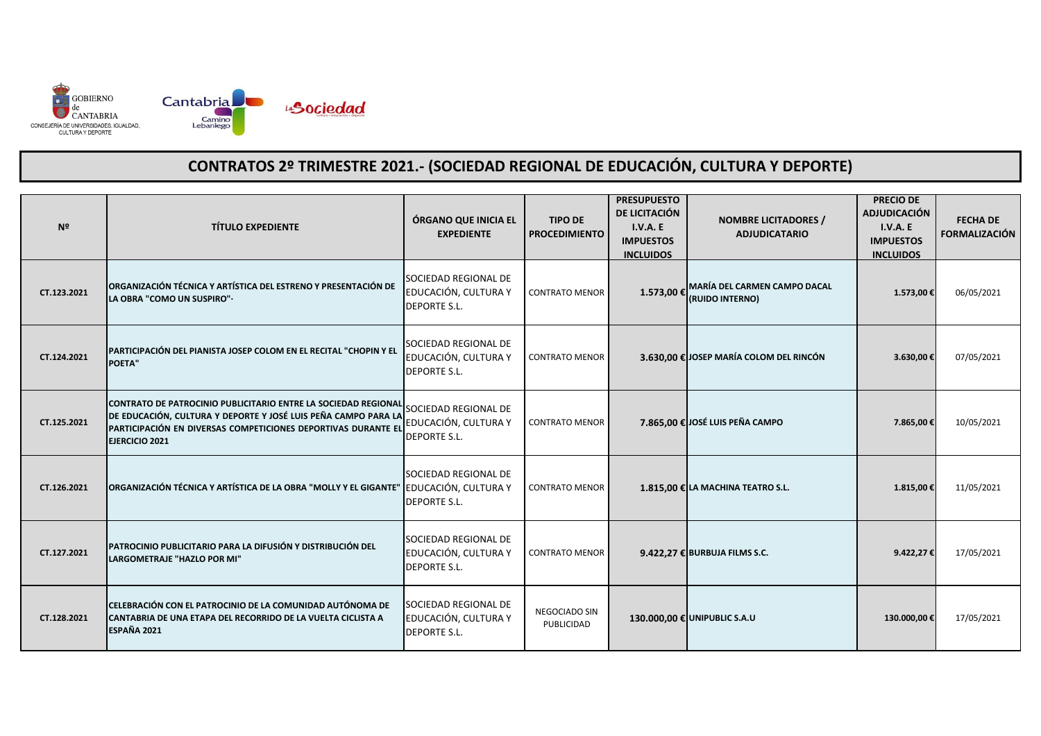GOBIERNO de CANTABRIA
CONSEJERÍA DE UNIVERSIDADES, IGUALDAD, CULTURA Y DEPORTE

Cantabria Camino Lebaniego

La Sociedad

# CONTRATOS 2º TRIMESTRE 2021.- (SOCIEDAD REGIONAL DE EDUCACIÓN, CULTURA Y DEPORTE)

| Nº | TÍTULO EXPEDIENTE | ÓRGANO QUE INICIA EL EXPEDIENTE | TIPO DE PROCEDIMIENTO | PRESUPUESTO DE LICITACIÓN I.V.A. E IMPUESTOS INCLUIDOS | NOMBRE LICITADORES / ADJUDICATARIO | PRECIO DE ADJUDICACIÓN I.V.A. E IMPUESTOS INCLUIDOS | FECHA DE FORMALIZACIÓN |
|---|---|---|---|---|---|---|---|
| CT.123.2021 | ORGANIZACIÓN TÉCNICA Y ARTÍSTICA DEL ESTRENO Y PRESENTACIÓN DE LA OBRA "COMO UN SUSPIRO"· | SOCIEDAD REGIONAL DE EDUCACIÓN, CULTURA Y DEPORTE S.L. | CONTRATO MENOR | 1.573,00 € | MARÍA DEL CARMEN CAMPO DACAL (RUIDO INTERNO) | 1.573,00 € | 06/05/2021 |
| CT.124.2021 | PARTICIPACIÓN DEL PIANISTA JOSEP COLOM EN EL RECITAL "CHOPIN Y EL POETA" | SOCIEDAD REGIONAL DE EDUCACIÓN, CULTURA Y DEPORTE S.L. | CONTRATO MENOR | 3.630,00 € | JOSEP MARÍA COLOM DEL RINCÓN | 3.630,00 € | 07/05/2021 |
| CT.125.2021 | CONTRATO DE PATROCINIO PUBLICITARIO ENTRE LA SOCIEDAD REGIONAL DE EDUCACIÓN, CULTURA Y DEPORTE Y JOSÉ LUIS PEÑA CAMPO PARA LA PARTICIPACIÓN EN DIVERSAS COMPETICIONES DEPORTIVAS DURANTE EL EJERCICIO 2021 | SOCIEDAD REGIONAL DE EDUCACIÓN, CULTURA Y DEPORTE S.L. | CONTRATO MENOR | 7.865,00 € | JOSÉ LUIS PEÑA CAMPO | 7.865,00 € | 10/05/2021 |
| CT.126.2021 | ORGANIZACIÓN TÉCNICA Y ARTÍSTICA DE LA OBRA "MOLLY Y EL GIGANTE" | SOCIEDAD REGIONAL DE EDUCACIÓN, CULTURA Y DEPORTE S.L. | CONTRATO MENOR | 1.815,00 € | LA MACHINA TEATRO S.L. | 1.815,00 € | 11/05/2021 |
| CT.127.2021 | PATROCINIO PUBLICITARIO PARA LA DIFUSIÓN Y DISTRIBUCIÓN DEL LARGOMETRAJE "HAZLO POR MI" | SOCIEDAD REGIONAL DE EDUCACIÓN, CULTURA Y DEPORTE S.L. | CONTRATO MENOR | 9.422,27 € | BURBUJA FILMS S.C. | 9.422,27 € | 17/05/2021 |
| CT.128.2021 | CELEBRACIÓN CON EL PATROCINIO DE LA COMUNIDAD AUTÓNOMA DE CANTABRIA DE UNA ETAPA DEL RECORRIDO DE LA VUELTA CICLISTA A ESPAÑA 2021 | SOCIEDAD REGIONAL DE EDUCACIÓN, CULTURA Y DEPORTE S.L. | NEGOCIADO SIN PUBLICIDAD | 130.000,00 € | UNIPUBLIC S.A.U | 130.000,00 € | 17/05/2021 |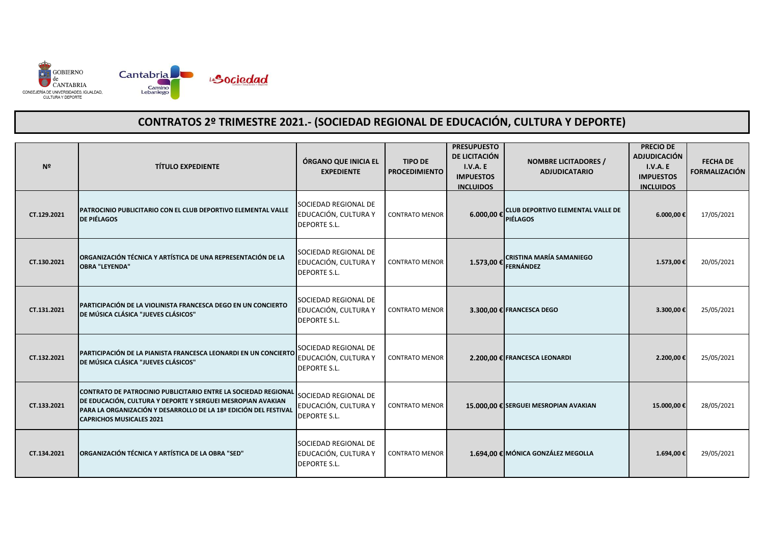GOBIERNO de CANTABRIA
CONSEJERÍA DE UNIVERSIDADES, IGUALDAD, CULTURA Y DEPORTE

# CONTRATOS 2º TRIMESTRE 2021.- (SOCIEDAD REGIONAL DE EDUCACIÓN, CULTURA Y DEPORTE)

| Nº | TÍTULO EXPEDIENTE | ÓRGANO QUE INICIA EL EXPEDIENTE | TIPO DE PROCEDIMIENTO | PRESUPUESTO DE LICITACIÓN I.V.A. E IMPUESTOS INCLUIDOS | NOMBRE LICITADORES / ADJUDICATARIO | PRECIO DE ADJUDICACIÓN I.V.A. E IMPUESTOS INCLUIDOS | FECHA DE FORMALIZACIÓN |
|---|---|---|---|---|---|---|---|
| CT.129.2021 | PATROCINIO PUBLICITARIO CON EL CLUB DEPORTIVO ELEMENTAL VALLE DE PIÉLAGOS | SOCIEDAD REGIONAL DE EDUCACIÓN, CULTURA Y DEPORTE S.L. | CONTRATO MENOR | 6.000,00 € | CLUB DEPORTIVO ELEMENTAL VALLE DE PIÉLAGOS | 6.000,00 € | 17/05/2021 |
| CT.130.2021 | ORGANIZACIÓN TÉCNICA Y ARTÍSTICA DE UNA REPRESENTACIÓN DE LA OBRA "LEYENDA" | SOCIEDAD REGIONAL DE EDUCACIÓN, CULTURA Y DEPORTE S.L. | CONTRATO MENOR | 1.573,00 € | CRISTINA MARÍA SAMANIEGO FERNÁNDEZ | 1.573,00 € | 20/05/2021 |
| CT.131.2021 | PARTICIPACIÓN DE LA VIOLINISTA FRANCESCA DEGO EN UN CONCIERTO DE MÚSICA CLÁSICA "JUEVES CLÁSICOS" | SOCIEDAD REGIONAL DE EDUCACIÓN, CULTURA Y DEPORTE S.L. | CONTRATO MENOR | 3.300,00 € | FRANCESCA DEGO | 3.300,00 € | 25/05/2021 |
| CT.132.2021 | PARTICIPACIÓN DE LA PIANISTA FRANCESCA LEONARDI EN UN CONCIERTO DE MÚSICA CLÁSICA "JUEVES CLÁSICOS" | SOCIEDAD REGIONAL DE EDUCACIÓN, CULTURA Y DEPORTE S.L. | CONTRATO MENOR | 2.200,00 € | FRANCESCA LEONARDI | 2.200,00 € | 25/05/2021 |
| CT.133.2021 | CONTRATO DE PATROCINIO PUBLICITARIO ENTRE LA SOCIEDAD REGIONAL DE EDUCACIÓN, CULTURA Y DEPORTE Y SERGUEI MESROPIAN AVAKIAN PARA LA ORGANIZACIÓN Y DESARROLLO DE LA 18ª EDICIÓN DEL FESTIVAL CAPRICHOS MUSICALES 2021 | SOCIEDAD REGIONAL DE EDUCACIÓN, CULTURA Y DEPORTE S.L. | CONTRATO MENOR | 15.000,00 € | SERGUEI MESROPIAN AVAKIAN | 15.000,00 € | 28/05/2021 |
| CT.134.2021 | ORGANIZACIÓN TÉCNICA Y ARTÍSTICA DE LA OBRA "SED" | SOCIEDAD REGIONAL DE EDUCACIÓN, CULTURA Y DEPORTE S.L. | CONTRATO MENOR | 1.694,00 € | MÓNICA GONZÁLEZ MEGOLLA | 1.694,00 € | 29/05/2021 |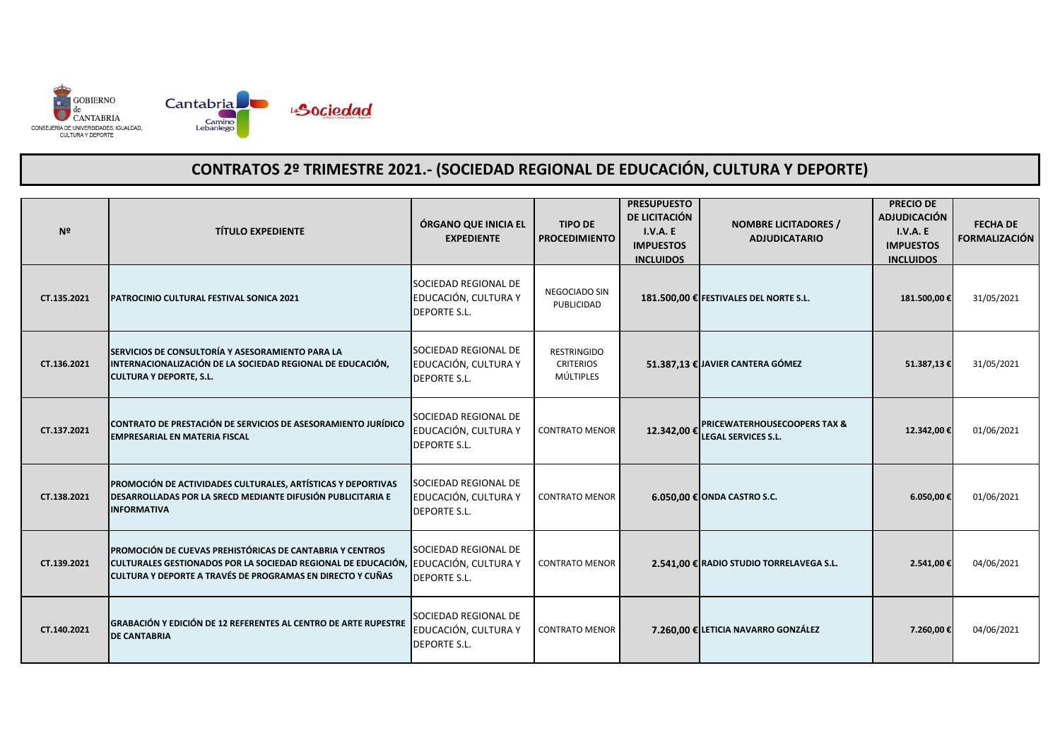# CONTRATOS 2º TRIMESTRE 2021.- (SOCIEDAD REGIONAL DE EDUCACIÓN, CULTURA Y DEPORTE)

| Nº | TÍTULO EXPEDIENTE | ÓRGANO QUE INICIA EL EXPEDIENTE | TIPO DE PROCEDIMIENTO | PRESUPUESTO DE LICITACIÓN I.V.A. E IMPUESTOS INCLUIDOS | NOMBRE LICITADORES / ADJUDICATARIO | PRECIO DE ADJUDICACIÓN I.V.A. E IMPUESTOS INCLUIDOS | FECHA DE FORMALIZACIÓN |
|---|---|---|---|---|---|---|---|
| CT.135.2021 | PATROCINIO CULTURAL FESTIVAL SONICA 2021 | SOCIEDAD REGIONAL DE EDUCACIÓN, CULTURA Y DEPORTE S.L. | NEGOCIADO SIN PUBLICIDAD | 181.500,00 € | FESTIVALES DEL NORTE S.L. | 181.500,00 € | 31/05/2021 |
| CT.136.2021 | SERVICIOS DE CONSULTORÍA Y ASESORAMIENTO PARA LA INTERNACIONALIZACIÓN DE LA SOCIEDAD REGIONAL DE EDUCACIÓN, CULTURA Y DEPORTE, S.L. | SOCIEDAD REGIONAL DE EDUCACIÓN, CULTURA Y DEPORTE S.L. | RESTRINGIDO CRITERIOS MÚLTIPLES | 51.387,13 € | JAVIER CANTERA GÓMEZ | 51.387,13 € | 31/05/2021 |
| CT.137.2021 | CONTRATO DE PRESTACIÓN DE SERVICIOS DE ASESORAMIENTO JURÍDICO EMPRESARIAL EN MATERIA FISCAL | SOCIEDAD REGIONAL DE EDUCACIÓN, CULTURA Y DEPORTE S.L. | CONTRATO MENOR | 12.342,00 € | PRICEWATERHOUSECOOPERS TAX & LEGAL SERVICES S.L. | 12.342,00 € | 01/06/2021 |
| CT.138.2021 | PROMOCIÓN DE ACTIVIDADES CULTURALES, ARTÍSTICAS Y DEPORTIVAS DESARROLLADAS POR LA SRECD MEDIANTE DIFUSIÓN PUBLICITARIA E INFORMATIVA | SOCIEDAD REGIONAL DE EDUCACIÓN, CULTURA Y DEPORTE S.L. | CONTRATO MENOR | 6.050,00 € | ONDA CASTRO S.C. | 6.050,00 € | 01/06/2021 |
| CT.139.2021 | PROMOCIÓN DE CUEVAS PREHISTÓRICAS DE CANTABRIA Y CENTROS CULTURALES GESTIONADOS POR LA SOCIEDAD REGIONAL DE EDUCACIÓN, CULTURA Y DEPORTE A TRAVÉS DE PROGRAMAS EN DIRECTO Y CUÑAS | SOCIEDAD REGIONAL DE EDUCACIÓN, CULTURA Y DEPORTE S.L. | CONTRATO MENOR | 2.541,00 € | RADIO STUDIO TORRELAVEGA S.L. | 2.541,00 € | 04/06/2021 |
| CT.140.2021 | GRABACIÓN Y EDICIÓN DE 12 REFERENTES AL CENTRO DE ARTE RUPESTRE DE CANTABRIA | SOCIEDAD REGIONAL DE EDUCACIÓN, CULTURA Y DEPORTE S.L. | CONTRATO MENOR | 7.260,00 € | LETICIA NAVARRO GONZÁLEZ | 7.260,00 € | 04/06/2021 |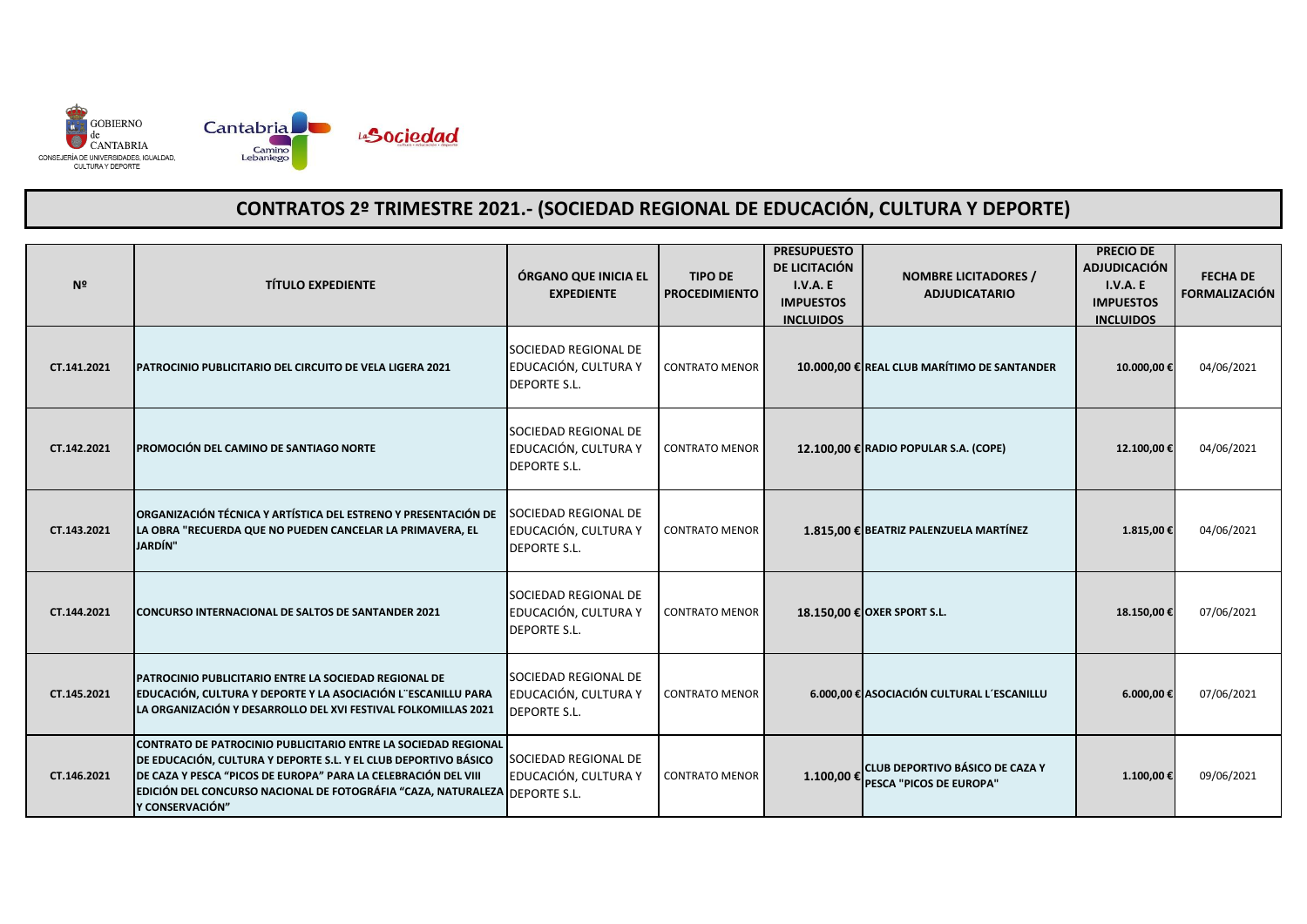GOBIERNO de CANTABRIA
CONSEJERÍA DE UNIVERSIDADES, IGUALDAD, CULTURA Y DEPORTE

Cantabria Camino Lebaniego

La Sociedad

# CONTRATOS 2º TRIMESTRE 2021.- (SOCIEDAD REGIONAL DE EDUCACIÓN, CULTURA Y DEPORTE)

| Nº | TÍTULO EXPEDIENTE | ÓRGANO QUE INICIA EL EXPEDIENTE | TIPO DE PROCEDIMIENTO | PRESUPUESTO DE LICITACIÓN I.V.A. E IMPUESTOS INCLUIDOS | NOMBRE LICITADORES / ADJUDICATARIO | PRECIO DE ADJUDICACIÓN I.V.A. E IMPUESTOS INCLUIDOS | FECHA DE FORMALIZACIÓN |
|---|---|---|---|---|---|---|---|
| CT.141.2021 | PATROCINIO PUBLICITARIO DEL CIRCUITO DE VELA LIGERA 2021 | SOCIEDAD REGIONAL DE EDUCACIÓN, CULTURA Y DEPORTE S.L. | CONTRATO MENOR | 10.000,00 € | REAL CLUB MARÍTIMO DE SANTANDER | 10.000,00 € | 04/06/2021 |
| CT.142.2021 | PROMOCIÓN DEL CAMINO DE SANTIAGO NORTE | SOCIEDAD REGIONAL DE EDUCACIÓN, CULTURA Y DEPORTE S.L. | CONTRATO MENOR | 12.100,00 € | RADIO POPULAR S.A. (COPE) | 12.100,00 € | 04/06/2021 |
| CT.143.2021 | ORGANIZACIÓN TÉCNICA Y ARTÍSTICA DEL ESTRENO Y PRESENTACIÓN DE LA OBRA "RECUERDA QUE NO PUEDEN CANCELAR LA PRIMAVERA, EL JARDÍN" | SOCIEDAD REGIONAL DE EDUCACIÓN, CULTURA Y DEPORTE S.L. | CONTRATO MENOR | 1.815,00 € | BEATRIZ PALENZUELA MARTÍNEZ | 1.815,00 € | 04/06/2021 |
| CT.144.2021 | CONCURSO INTERNACIONAL DE SALTOS DE SANTANDER 2021 | SOCIEDAD REGIONAL DE EDUCACIÓN, CULTURA Y DEPORTE S.L. | CONTRATO MENOR | 18.150,00 € | OXER SPORT S.L. | 18.150,00 € | 07/06/2021 |
| CT.145.2021 | PATROCINIO PUBLICITARIO ENTRE LA SOCIEDAD REGIONAL DE EDUCACIÓN, CULTURA Y DEPORTE Y LA ASOCIACIÓN L¨ESCANILLU PARA LA ORGANIZACIÓN Y DESARROLLO DEL XVI FESTIVAL FOLKOMILLAS 2021 | SOCIEDAD REGIONAL DE EDUCACIÓN, CULTURA Y DEPORTE S.L. | CONTRATO MENOR | 6.000,00 € | ASOCIACIÓN CULTURAL L´ESCANILLU | 6.000,00 € | 07/06/2021 |
| CT.146.2021 | CONTRATO DE PATROCINIO PUBLICITARIO ENTRE LA SOCIEDAD REGIONAL DE EDUCACIÓN, CULTURA Y DEPORTE S.L. Y EL CLUB DEPORTIVO BÁSICO DE CAZA Y PESCA "PICOS DE EUROPA" PARA LA CELEBRACIÓN DEL VIII EDICIÓN DEL CONCURSO NACIONAL DE FOTOGRÁFIA "CAZA, NATURALEZA Y CONSERVACIÓN" | SOCIEDAD REGIONAL DE EDUCACIÓN, CULTURA Y DEPORTE S.L. | CONTRATO MENOR | 1.100,00 € | CLUB DEPORTIVO BÁSICO DE CAZA Y PESCA "PICOS DE EUROPA" | 1.100,00 € | 09/06/2021 |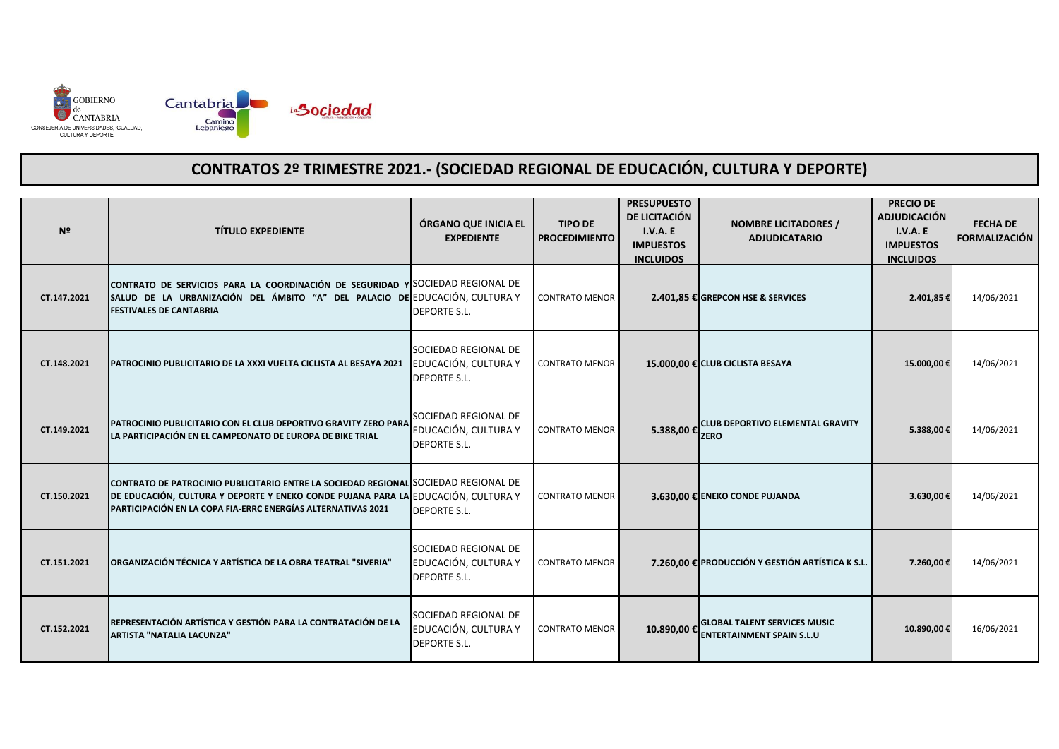GOBIERNO de CANTABRIA
CONSEJERÍA DE UNIVERSIDADES, IGUALDAD, CULTURA Y DEPORTE

# CONTRATOS 2º TRIMESTRE 2021.- (SOCIEDAD REGIONAL DE EDUCACIÓN, CULTURA Y DEPORTE)

| Nº | TÍTULO EXPEDIENTE | ÓRGANO QUE INICIA EL EXPEDIENTE | TIPO DE PROCEDIMIENTO | PRESUPUESTO DE LICITACIÓN I.V.A. E IMPUESTOS INCLUIDOS | NOMBRE LICITADORES / ADJUDICATARIO | PRECIO DE ADJUDICACIÓN I.V.A. E IMPUESTOS INCLUIDOS | FECHA DE FORMALIZACIÓN |
|---|---|---|---|---|---|---|---|
| CT.147.2021 | CONTRATO DE SERVICIOS PARA LA COORDINACIÓN DE SEGURIDAD Y SALUD DE LA URBANIZACIÓN DEL ÁMBITO "A" DEL PALACIO DE FESTIVALES DE CANTABRIA | SOCIEDAD REGIONAL DE EDUCACIÓN, CULTURA Y DEPORTE S.L. | CONTRATO MENOR | 2.401,85 € | GREPCON HSE & SERVICES | 2.401,85 € | 14/06/2021 |
| CT.148.2021 | PATROCINIO PUBLICITARIO DE LA XXXI VUELTA CICLISTA AL BESAYA 2021 | SOCIEDAD REGIONAL DE EDUCACIÓN, CULTURA Y DEPORTE S.L. | CONTRATO MENOR | 15.000,00 € | CLUB CICLISTA BESAYA | 15.000,00 € | 14/06/2021 |
| CT.149.2021 | PATROCINIO PUBLICITARIO CON EL CLUB DEPORTIVO GRAVITY ZERO PARA LA PARTICIPACIÓN EN EL CAMPEONATO DE EUROPA DE BIKE TRIAL | SOCIEDAD REGIONAL DE EDUCACIÓN, CULTURA Y DEPORTE S.L. | CONTRATO MENOR | 5.388,00 € | CLUB DEPORTIVO ELEMENTAL GRAVITY ZERO | 5.388,00 € | 14/06/2021 |
| CT.150.2021 | CONTRATO DE PATROCINIO PUBLICITARIO ENTRE LA SOCIEDAD REGIONAL DE EDUCACIÓN, CULTURA Y DEPORTE Y ENEKO CONDE PUJANA PARA LA PARTICIPACIÓN EN LA COPA FIA-ERRC ENERGÍAS ALTERNATIVAS 2021 | SOCIEDAD REGIONAL DE EDUCACIÓN, CULTURA Y DEPORTE S.L. | CONTRATO MENOR | 3.630,00 € | ENEKO CONDE PUJANDA | 3.630,00 € | 14/06/2021 |
| CT.151.2021 | ORGANIZACIÓN TÉCNICA Y ARTÍSTICA DE LA OBRA TEATRAL "SIVERIA" | SOCIEDAD REGIONAL DE EDUCACIÓN, CULTURA Y DEPORTE S.L. | CONTRATO MENOR | 7.260,00 € | PRODUCCIÓN Y GESTIÓN ARTÍSTICA K S.L. | 7.260,00 € | 14/06/2021 |
| CT.152.2021 | REPRESENTACIÓN ARTÍSTICA Y GESTIÓN PARA LA CONTRATACIÓN DE LA ARTISTA "NATALIA LACUNZA" | SOCIEDAD REGIONAL DE EDUCACIÓN, CULTURA Y DEPORTE S.L. | CONTRATO MENOR | 10.890,00 € | GLOBAL TALENT SERVICES MUSIC ENTERTAINMENT SPAIN S.L.U | 10.890,00 € | 16/06/2021 |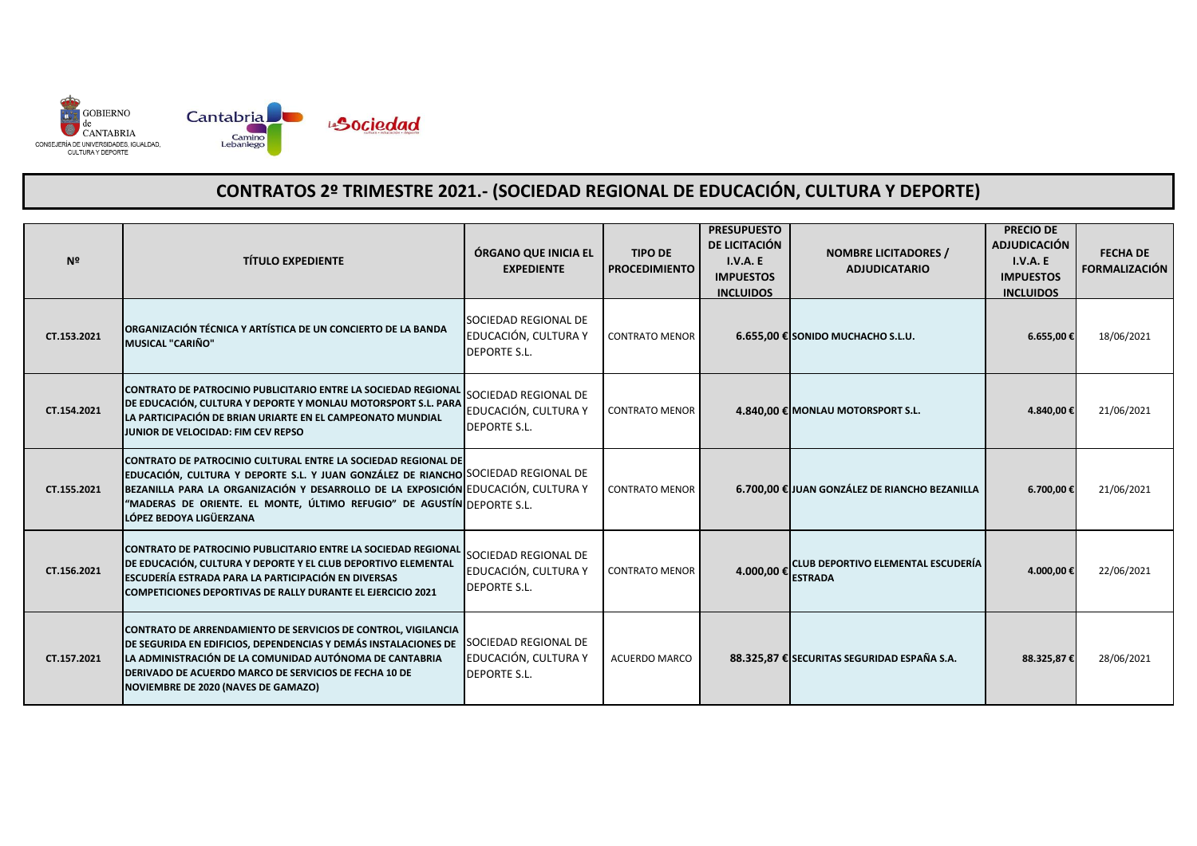GOBIERNO de CANTABRIA
CONSEJERÍA DE UNIVERSIDADES, IGUALDAD, CULTURA Y DEPORTE

# CONTRATOS 2º TRIMESTRE 2021.- (SOCIEDAD REGIONAL DE EDUCACIÓN, CULTURA Y DEPORTE)

| Nº | TÍTULO EXPEDIENTE | ÓRGANO QUE INICIA EL EXPEDIENTE | TIPO DE PROCEDIMIENTO | PRESUPUESTO DE LICITACIÓN I.V.A. E IMPUESTOS INCLUIDOS | NOMBRE LICITADORES / ADJUDICATARIO | PRECIO DE ADJUDICACIÓN I.V.A. E IMPUESTOS INCLUIDOS | FECHA DE FORMALIZACIÓN |
|---|---|---|---|---|---|---|---|
| CT.153.2021 | ORGANIZACIÓN TÉCNICA Y ARTÍSTICA DE UN CONCIERTO DE LA BANDA MUSICAL "CARIÑO" | SOCIEDAD REGIONAL DE EDUCACIÓN, CULTURA Y DEPORTE S.L. | CONTRATO MENOR | 6.655,00 € | SONIDO MUCHACHO S.L.U. | 6.655,00 € | 18/06/2021 |
| CT.154.2021 | CONTRATO DE PATROCINIO PUBLICITARIO ENTRE LA SOCIEDAD REGIONAL DE EDUCACIÓN, CULTURA Y DEPORTE Y MONLAU MOTORSPORT S.L. PARA LA PARTICIPACIÓN DE BRIAN URIARTE EN EL CAMPEONATO MUNDIAL JUNIOR DE VELOCIDAD: FIM CEV REPSO | SOCIEDAD REGIONAL DE EDUCACIÓN, CULTURA Y DEPORTE S.L. | CONTRATO MENOR | 4.840,00 € | MONLAU MOTORSPORT S.L. | 4.840,00 € | 21/06/2021 |
| CT.155.2021 | CONTRATO DE PATROCINIO CULTURAL ENTRE LA SOCIEDAD REGIONAL DE EDUCACIÓN, CULTURA Y DEPORTE S.L. Y JUAN GONZÁLEZ DE RIANCHO BEZANILLA PARA LA ORGANIZACIÓN Y DESARROLLO DE LA EXPOSICIÓN "MADERAS DE ORIENTE. EL MONTE, ÚLTIMO REFUGIO" DE AGUSTÍN LÓPEZ BEDOYA LIGÜERZANA | SOCIEDAD REGIONAL DE EDUCACIÓN, CULTURA Y DEPORTE S.L. | CONTRATO MENOR | 6.700,00 € | JUAN GONZÁLEZ DE RIANCHO BEZANILLA | 6.700,00 € | 21/06/2021 |
| CT.156.2021 | CONTRATO DE PATROCINIO PUBLICITARIO ENTRE LA SOCIEDAD REGIONAL DE EDUCACIÓN, CULTURA Y DEPORTE Y EL CLUB DEPORTIVO ELEMENTAL ESCUDERÍA ESTRADA PARA LA PARTICIPACIÓN EN DIVERSAS COMPETICIONES DEPORTIVAS DE RALLY DURANTE EL EJERCICIO 2021 | SOCIEDAD REGIONAL DE EDUCACIÓN, CULTURA Y DEPORTE S.L. | CONTRATO MENOR | 4.000,00 € | CLUB DEPORTIVO ELEMENTAL ESCUDERÍA ESTRADA | 4.000,00 € | 22/06/2021 |
| CT.157.2021 | CONTRATO DE ARRENDAMIENTO DE SERVICIOS DE CONTROL, VIGILANCIA DE SEGURIDA EN EDIFICIOS, DEPENDENCIAS Y DEMÁS INSTALACIONES DE LA ADMINISTRACIÓN DE LA COMUNIDAD AUTÓNOMA DE CANTABRIA DERIVADO DE ACUERDO MARCO DE SERVICIOS DE FECHA 10 DE NOVIEMBRE DE 2020 (NAVES DE GAMAZO) | SOCIEDAD REGIONAL DE EDUCACIÓN, CULTURA Y DEPORTE S.L. | ACUERDO MARCO | 88.325,87 € | SECURITAS SEGURIDAD ESPAÑA S.A. | 88.325,87 € | 28/06/2021 |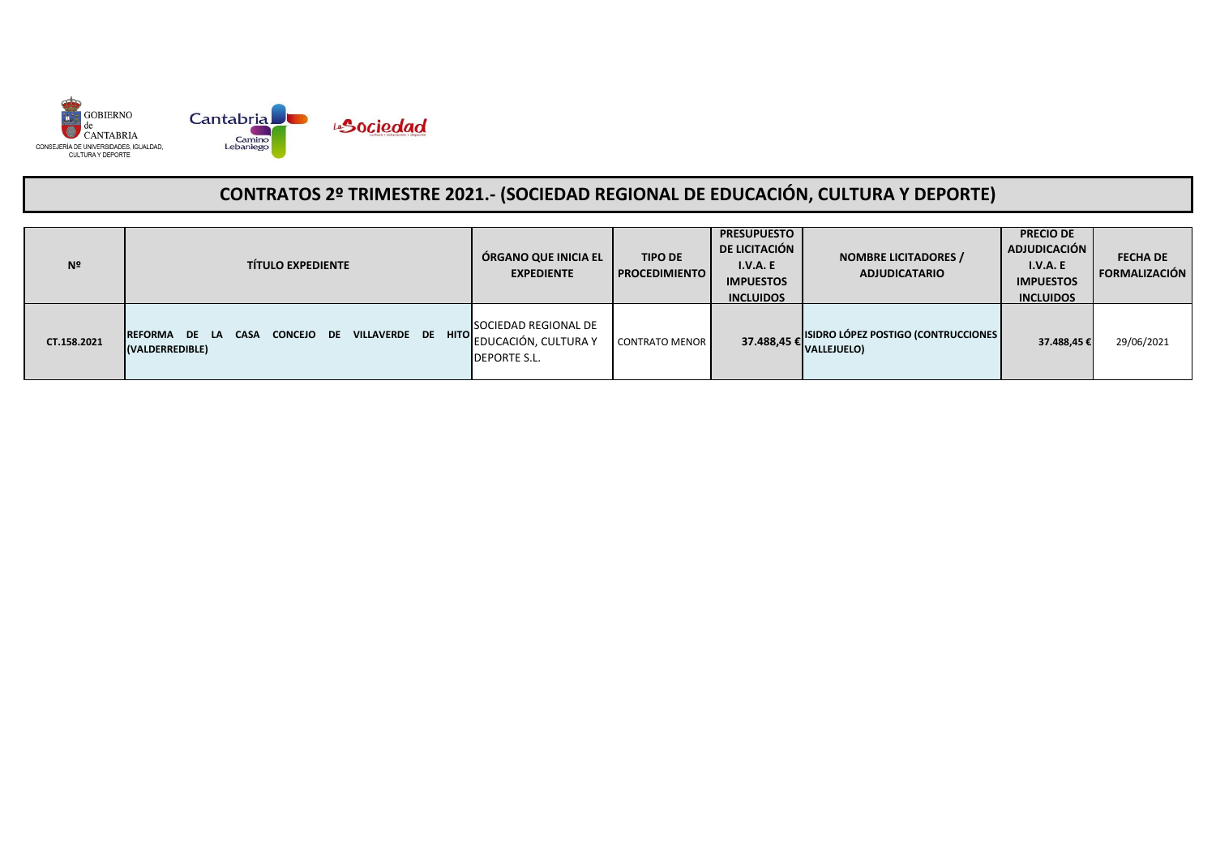GOBIERNO de CANTABRIA

CONSEJERÍA DE UNIVERSIDADES, IGUALDAD, CULTURA Y DEPORTE

# CONTRATOS 2º TRIMESTRE 2021.- (SOCIEDAD REGIONAL DE EDUCACIÓN, CULTURA Y DEPORTE)

| Nº | TÍTULO EXPEDIENTE | ÓRGANO QUE INICIA EL EXPEDIENTE | TIPO DE PROCEDIMIENTO | PRESUPUESTO DE LICITACIÓN I.V.A. E IMPUESTOS INCLUIDOS | NOMBRE LICITADORES / ADJUDICATARIO | PRECIO DE ADJUDICACIÓN I.V.A. E IMPUESTOS INCLUIDOS | FECHA DE FORMALIZACIÓN |
|---|---|---|---|---|---|---|---|
| CT.158.2021 | REFORMA DE LA CASA CONCEJO DE VILLAVERDE DE HITO (VALDERREDIBLE) | SOCIEDAD REGIONAL DE EDUCACIÓN, CULTURA Y DEPORTE S.L. | CONTRATO MENOR | 37.488,45 € | ISIDRO LÓPEZ POSTIGO (CONTRUCCIONES VALLEJUELO) | 37.488,45 € | 29/06/2021 |